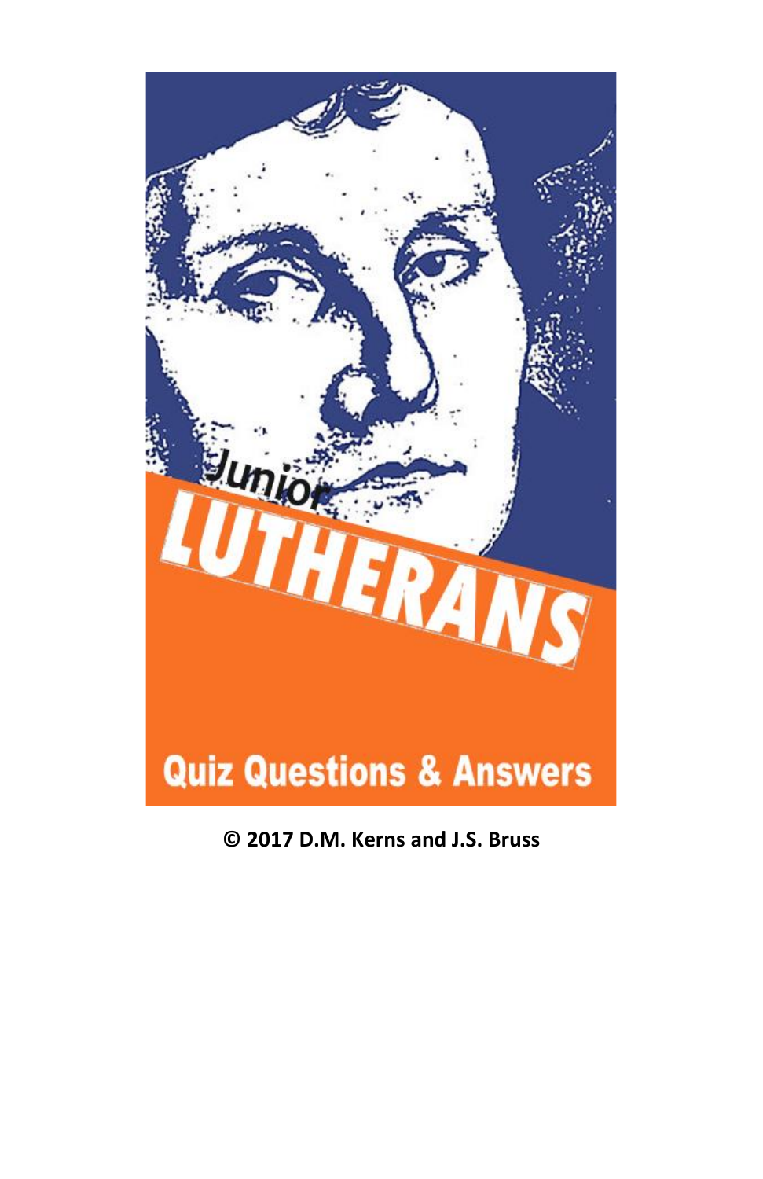# Junior LUTHERANS

## Quiz Questions & Answers

**© 2017 D.M. Kerns and J.S. Bruss**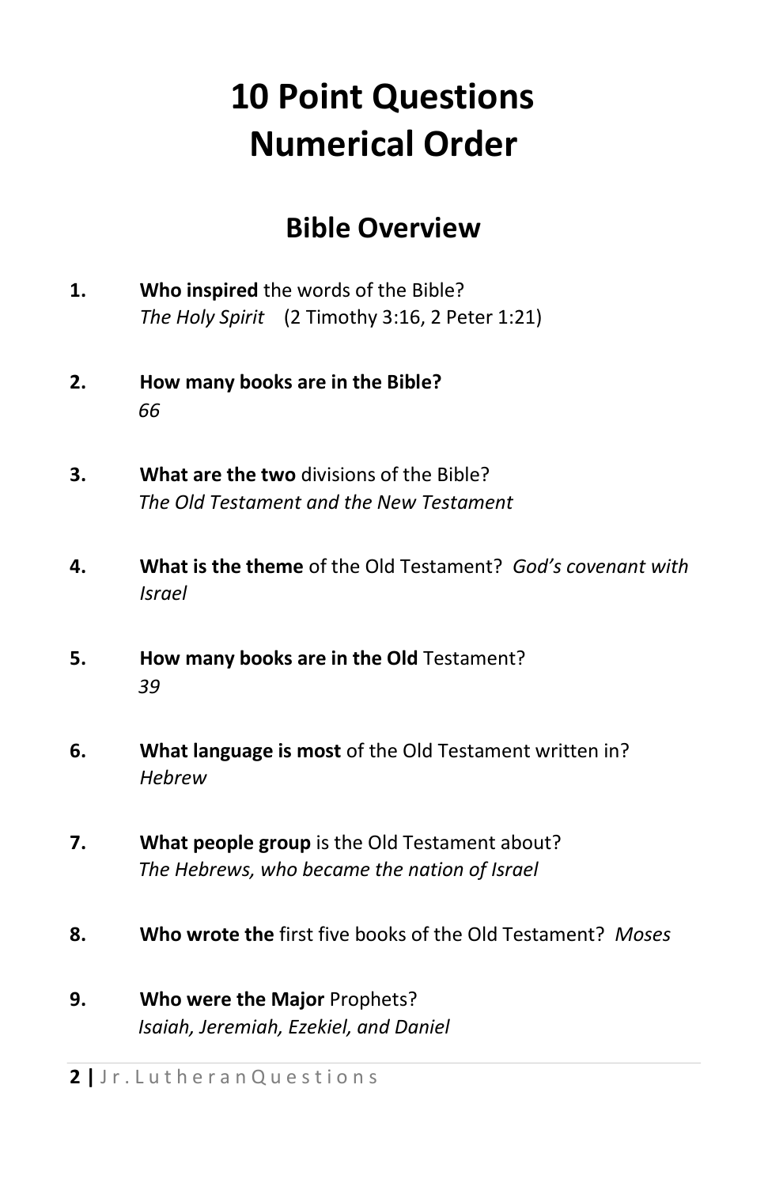# 10 Point Questions
# Numerical Order

## Bible Overview

1. **Who inspired** the words of the Bible?
   *The Holy Spirit* (2 Timothy 3:16, 2 Peter 1:21)

2. **How many books are in the Bible?**
   *66*

3. **What are the two** divisions of the Bible?
   *The Old Testament and the New Testament*

4. **What is the theme** of the Old Testament? *God's covenant with Israel*

5. **How many books are in the Old** Testament?
   *39*

6. **What language is most** of the Old Testament written in?
   *Hebrew*

7. **What people group** is the Old Testament about?
   *The Hebrews, who became the nation of Israel*

8. **Who wrote the** first five books of the Old Testament? *Moses*

9. **Who were the Major** Prophets?
   *Isaiah, Jeremiah, Ezekiel, and Daniel*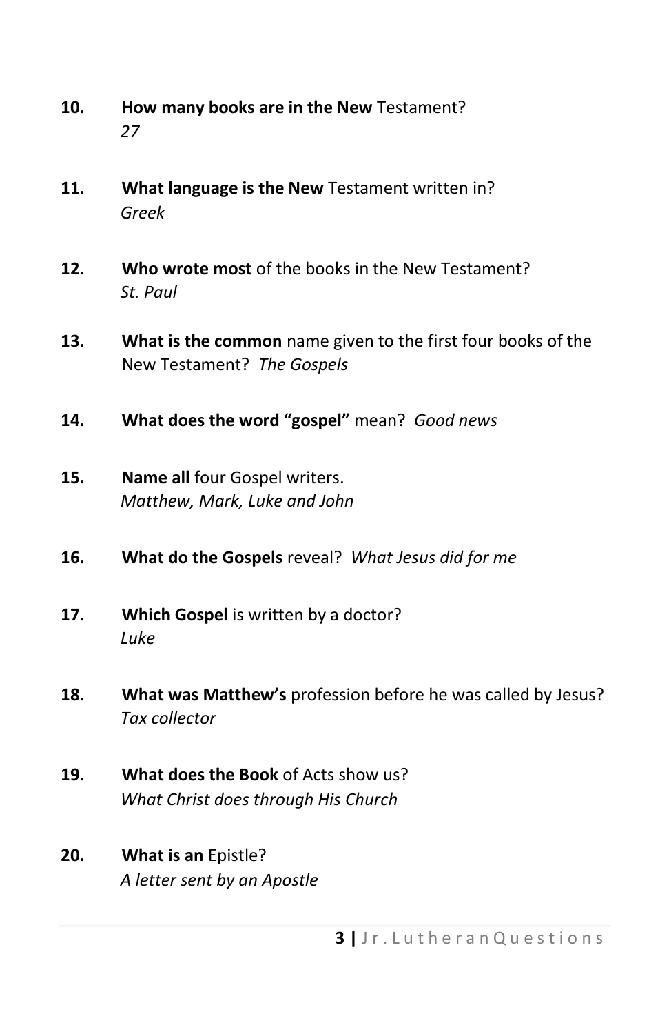10. **How many books are in the New** Testament?
    *27*

11. **What language is the New** Testament written in?
    *Greek*

12. **Who wrote most** of the books in the New Testament?
    *St. Paul*

13. **What is the common** name given to the first four books of the New Testament? *The Gospels*

14. **What does the word "gospel"** mean? *Good news*

15. **Name all** four Gospel writers.
    *Matthew, Mark, Luke and John*

16. **What do the Gospels** reveal? *What Jesus did for me*

17. **Which Gospel** is written by a doctor?
    *Luke*

18. **What was Matthew's** profession before he was called by Jesus?
    *Tax collector*

19. **What does the Book** of Acts show us?
    *What Christ does through His Church*

20. **What is an** Epistle?
    *A letter sent by an Apostle*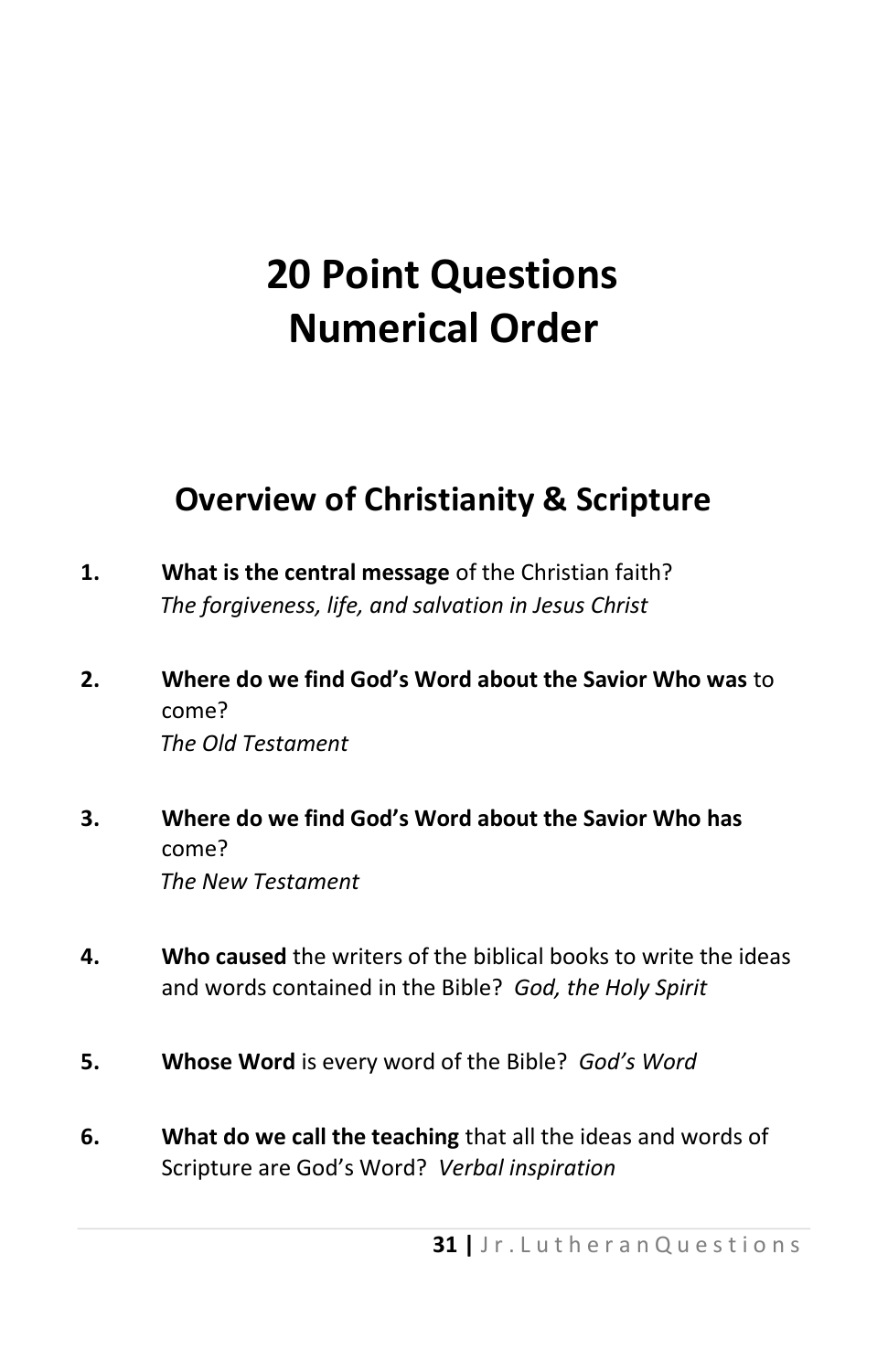# 20 Point Questions
# Numerical Order

## Overview of Christianity & Scripture

1. **What is the central message** of the Christian faith?
   *The forgiveness, life, and salvation in Jesus Christ*

2. **Where do we find God's Word about the Savior Who was** to come?
   *The Old Testament*

3. **Where do we find God's Word about the Savior Who has** come?
   *The New Testament*

4. **Who caused** the writers of the biblical books to write the ideas and words contained in the Bible? *God, the Holy Spirit*

5. **Whose Word** is every word of the Bible? *God's Word*

6. **What do we call the teaching** that all the ideas and words of Scripture are God's Word? *Verbal inspiration*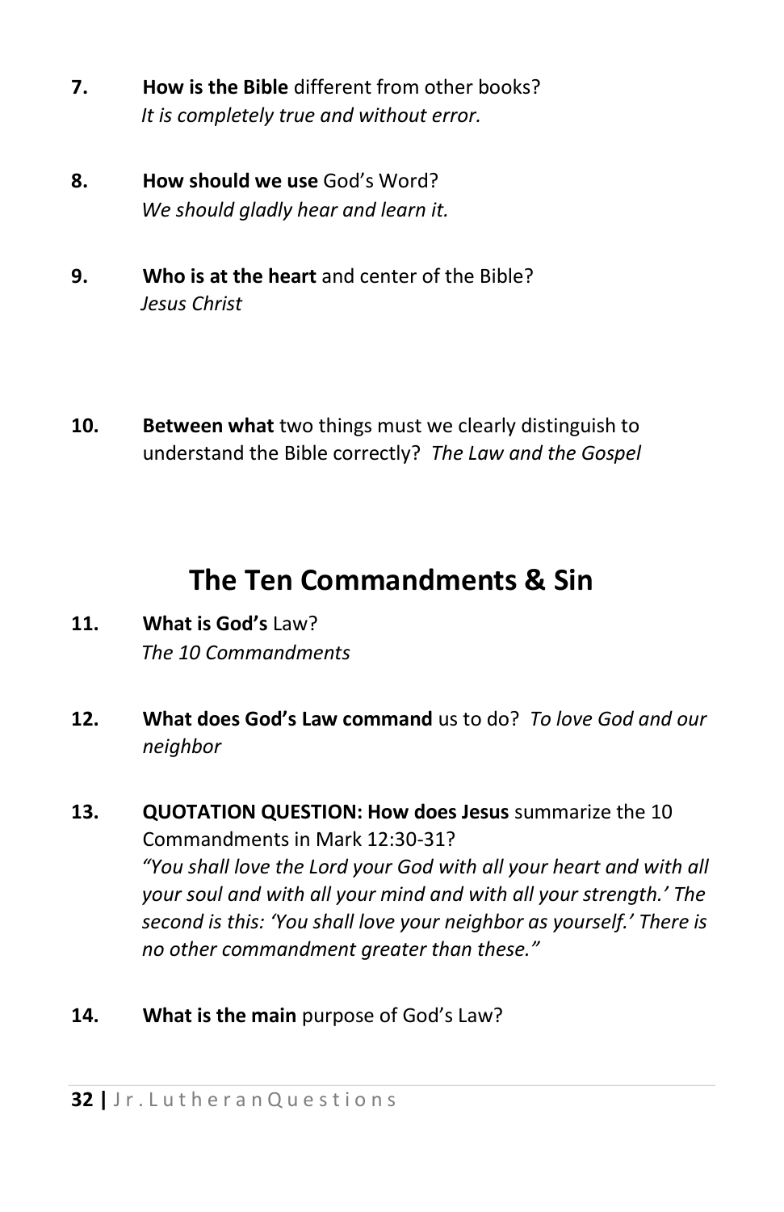**7.** **How is the Bible** different from other books?
*It is completely true and without error.*

**8.** **How should we use** God's Word?
*We should gladly hear and learn it.*

**9.** **Who is at the heart** and center of the Bible?
*Jesus Christ*

**10.** **Between what** two things must we clearly distinguish to understand the Bible correctly? *The Law and the Gospel*

## The Ten Commandments & Sin

**11.** **What is God's** Law?
*The 10 Commandments*

**12.** **What does God's Law command** us to do? *To love God and our neighbor*

**13.** **QUOTATION QUESTION: How does Jesus** summarize the 10 Commandments in Mark 12:30-31?
*"You shall love the Lord your God with all your heart and with all your soul and with all your mind and with all your strength.' The second is this: 'You shall love your neighbor as yourself.' There is no other commandment greater than these."*

**14.** **What is the main** purpose of God's Law?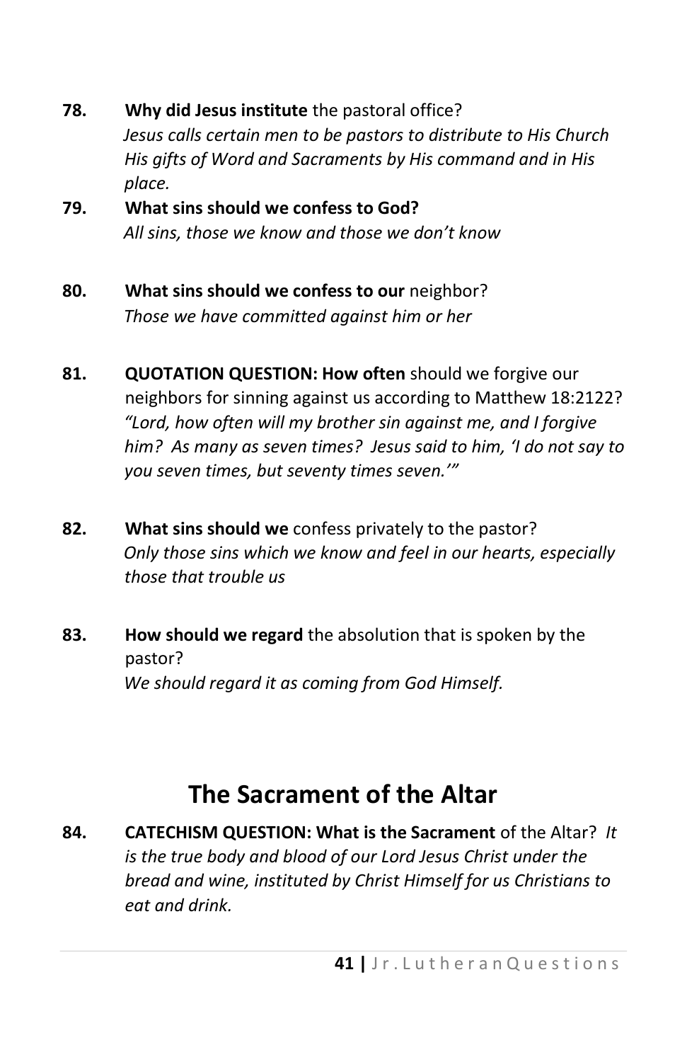**78.** **Why did Jesus institute** the pastoral office?
*Jesus calls certain men to be pastors to distribute to His Church His gifts of Word and Sacraments by His command and in His place.*

**79.** **What sins should we confess to God?**
*All sins, those we know and those we don't know*

**80.** **What sins should we confess to our** neighbor?
*Those we have committed against him or her*

**81.** **QUOTATION QUESTION: How often** should we forgive our neighbors for sinning against us according to Matthew 18:2122?
*"Lord, how often will my brother sin against me, and I forgive him? As many as seven times? Jesus said to him, 'I do not say to you seven times, but seventy times seven.'"*

**82.** **What sins should we** confess privately to the pastor?
*Only those sins which we know and feel in our hearts, especially those that trouble us*

**83.** **How should we regard** the absolution that is spoken by the pastor?
*We should regard it as coming from God Himself.*

## The Sacrament of the Altar

**84.** **CATECHISM QUESTION: What is the Sacrament** of the Altar? *It is the true body and blood of our Lord Jesus Christ under the bread and wine, instituted by Christ Himself for us Christians to eat and drink.*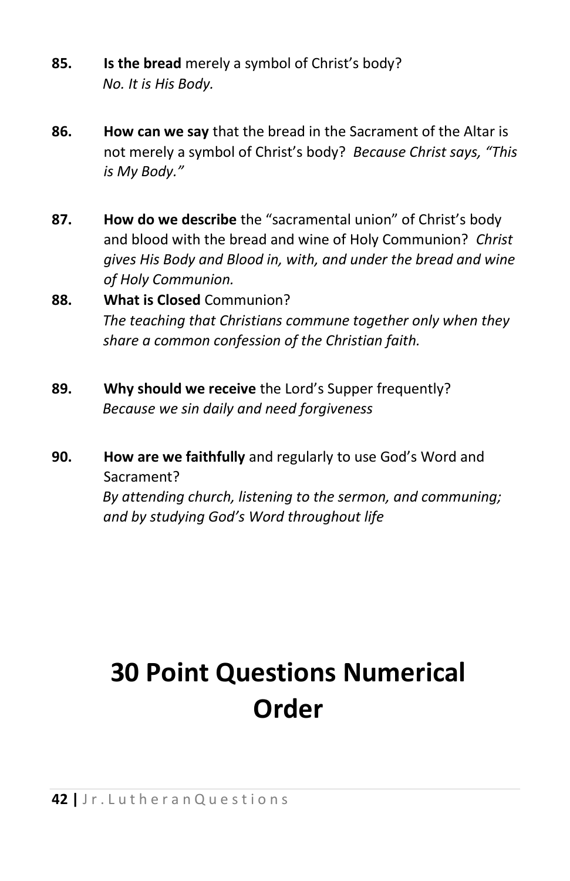**85. Is the bread** merely a symbol of Christ's body?
*No. It is His Body.*

**86. How can we say** that the bread in the Sacrament of the Altar is not merely a symbol of Christ's body? *Because Christ says, "This is My Body."*

**87. How do we describe** the "sacramental union" of Christ's body and blood with the bread and wine of Holy Communion? *Christ gives His Body and Blood in, with, and under the bread and wine of Holy Communion.*

**88. What is Closed** Communion?
*The teaching that Christians commune together only when they share a common confession of the Christian faith.*

**89. Why should we receive** the Lord's Supper frequently?
*Because we sin daily and need forgiveness*

**90. How are we faithfully** and regularly to use God's Word and Sacrament?
*By attending church, listening to the sermon, and communing; and by studying God's Word throughout life*

# 30 Point Questions Numerical Order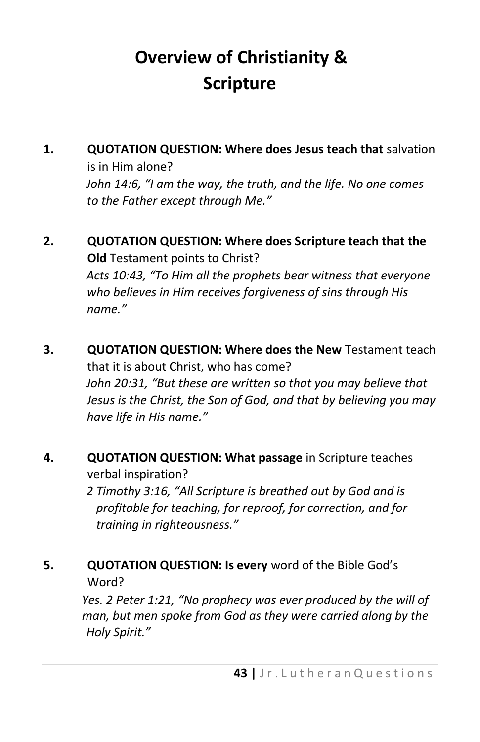# Overview of Christianity & Scripture

1. **QUOTATION QUESTION: Where does Jesus teach that** salvation is in Him alone?
   *John 14:6, "I am the way, the truth, and the life. No one comes to the Father except through Me."*

2. **QUOTATION QUESTION: Where does Scripture teach that the Old** Testament points to Christ?
   *Acts 10:43, "To Him all the prophets bear witness that everyone who believes in Him receives forgiveness of sins through His name."*

3. **QUOTATION QUESTION: Where does the New** Testament teach that it is about Christ, who has come?
   *John 20:31, "But these are written so that you may believe that Jesus is the Christ, the Son of God, and that by believing you may have life in His name."*

4. **QUOTATION QUESTION: What passage** in Scripture teaches verbal inspiration?
   *2 Timothy 3:16, "All Scripture is breathed out by God and is profitable for teaching, for reproof, for correction, and for training in righteousness."*

5. **QUOTATION QUESTION: Is every** word of the Bible God's Word?
   *Yes. 2 Peter 1:21, "No prophecy was ever produced by the will of man, but men spoke from God as they were carried along by the Holy Spirit."*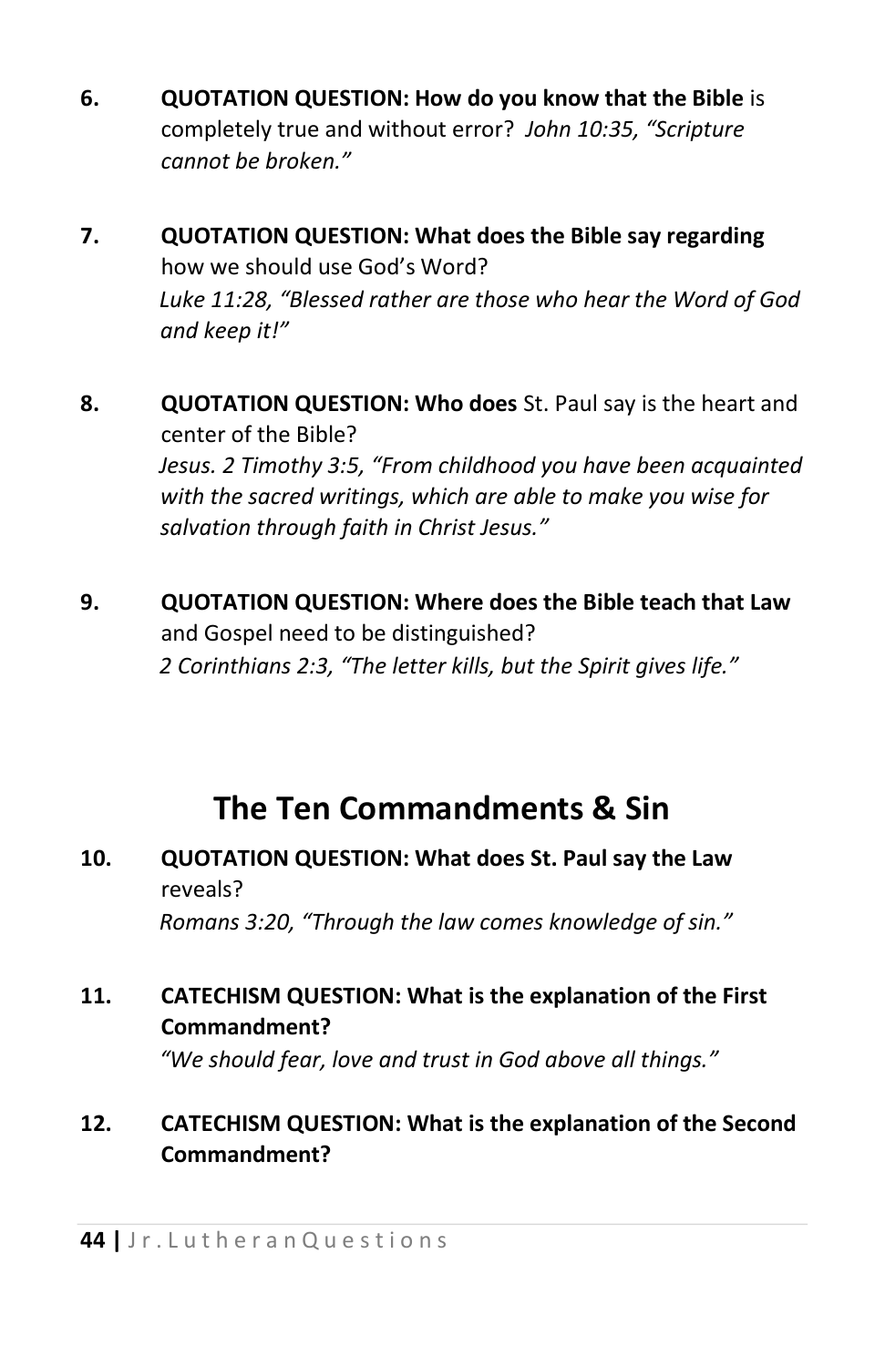6. **QUOTATION QUESTION: How do you know that the Bible** is completely true and without error? *John 10:35, "Scripture cannot be broken."*

7. **QUOTATION QUESTION: What does the Bible say regarding** how we should use God's Word?
*Luke 11:28, "Blessed rather are those who hear the Word of God and keep it!"*

8. **QUOTATION QUESTION: Who does** St. Paul say is the heart and center of the Bible?
*Jesus. 2 Timothy 3:5, "From childhood you have been acquainted with the sacred writings, which are able to make you wise for salvation through faith in Christ Jesus."*

9. **QUOTATION QUESTION: Where does the Bible teach that Law** and Gospel need to be distinguished?
*2 Corinthians 2:3, "The letter kills, but the Spirit gives life."*

## The Ten Commandments & Sin

10. **QUOTATION QUESTION: What does St. Paul say the Law** reveals?
*Romans 3:20, "Through the law comes knowledge of sin."*

11. **CATECHISM QUESTION: What is the explanation of the First Commandment?**
*"We should fear, love and trust in God above all things."*

12. **CATECHISM QUESTION: What is the explanation of the Second Commandment?**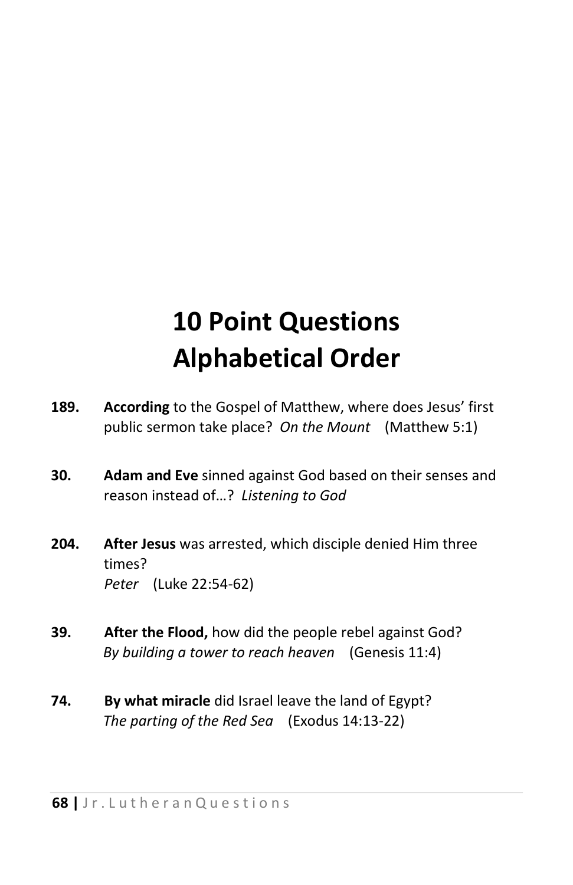# 10 Point Questions Alphabetical Order

**189.** **According** to the Gospel of Matthew, where does Jesus' first public sermon take place? *On the Mount* (Matthew 5:1)

**30.** **Adam and Eve** sinned against God based on their senses and reason instead of…? *Listening to God*

**204.** **After Jesus** was arrested, which disciple denied Him three times?
*Peter* (Luke 22:54-62)

**39.** **After the Flood,** how did the people rebel against God?
*By building a tower to reach heaven* (Genesis 11:4)

**74.** **By what miracle** did Israel leave the land of Egypt?
*The parting of the Red Sea* (Exodus 14:13-22)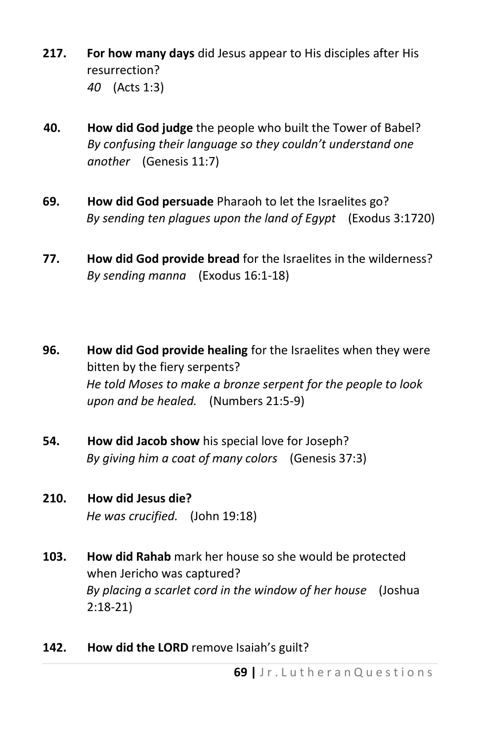**217.** **For how many days** did Jesus appear to His disciples after His resurrection?
*40* (Acts 1:3)

**40.** **How did God judge** the people who built the Tower of Babel?
*By confusing their language so they couldn't understand one another* (Genesis 11:7)

**69.** **How did God persuade** Pharaoh to let the Israelites go?
*By sending ten plagues upon the land of Egypt* (Exodus 3:1720)

**77.** **How did God provide bread** for the Israelites in the wilderness?
*By sending manna* (Exodus 16:1-18)

**96.** **How did God provide healing** for the Israelites when they were bitten by the fiery serpents?
*He told Moses to make a bronze serpent for the people to look upon and be healed.* (Numbers 21:5-9)

**54.** **How did Jacob show** his special love for Joseph?
*By giving him a coat of many colors* (Genesis 37:3)

**210.** **How did Jesus die?**
*He was crucified.* (John 19:18)

**103.** **How did Rahab** mark her house so she would be protected when Jericho was captured?
*By placing a scarlet cord in the window of her house* (Joshua 2:18-21)

**142.** **How did the LORD** remove Isaiah's guilt?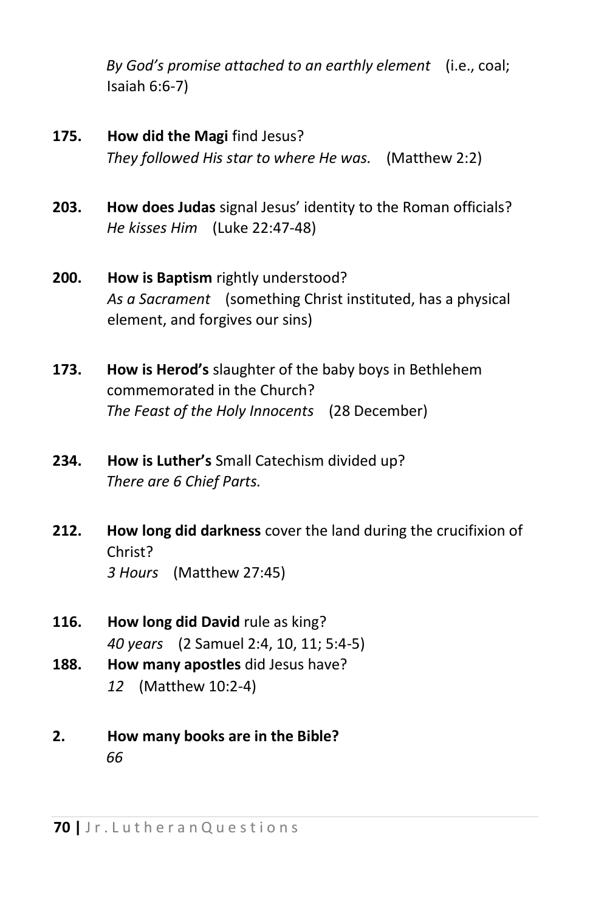*By God's promise attached to an earthly element* (i.e., coal; Isaiah 6:6-7)

**175. How did the Magi** find Jesus?
*They followed His star to where He was.* (Matthew 2:2)

**203. How does Judas** signal Jesus' identity to the Roman officials?
*He kisses Him* (Luke 22:47-48)

**200. How is Baptism** rightly understood?
*As a Sacrament* (something Christ instituted, has a physical element, and forgives our sins)

**173. How is Herod's** slaughter of the baby boys in Bethlehem commemorated in the Church?
*The Feast of the Holy Innocents* (28 December)

**234. How is Luther's** Small Catechism divided up?
*There are 6 Chief Parts.*

**212. How long did darkness** cover the land during the crucifixion of Christ?
*3 Hours* (Matthew 27:45)

**116. How long did David** rule as king?
*40 years* (2 Samuel 2:4, 10, 11; 5:4-5)

**188. How many apostles** did Jesus have?
*12* (Matthew 10:2-4)

**2. How many books are in the Bible?**
*66*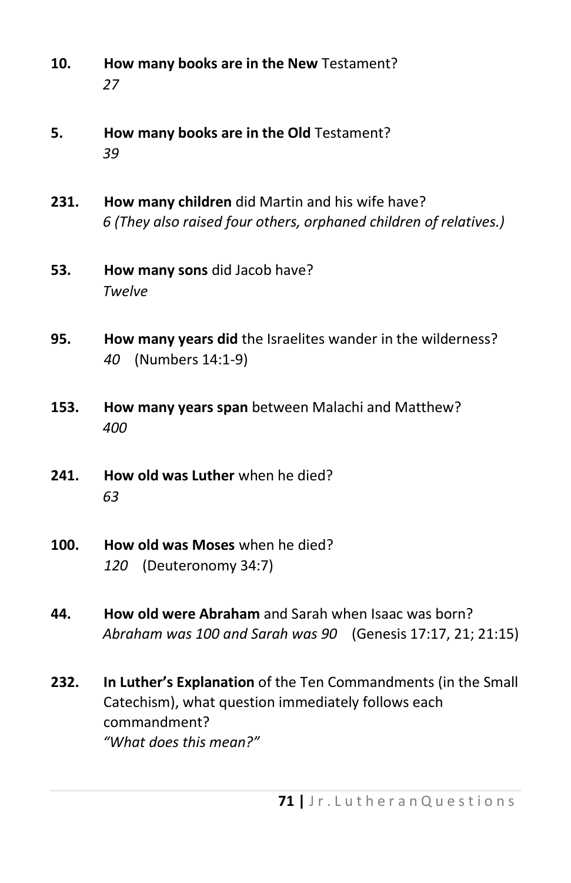**10.** **How many books are in the New** Testament?
*27*

**5.** **How many books are in the Old** Testament?
*39*

**231.** **How many children** did Martin and his wife have?
*6 (They also raised four others, orphaned children of relatives.)*

**53.** **How many sons** did Jacob have?
*Twelve*

**95.** **How many years did** the Israelites wander in the wilderness?
*40* (Numbers 14:1-9)

**153.** **How many years span** between Malachi and Matthew?
*400*

**241.** **How old was Luther** when he died?
*63*

**100.** **How old was Moses** when he died?
*120* (Deuteronomy 34:7)

**44.** **How old were Abraham** and Sarah when Isaac was born?
*Abraham was 100 and Sarah was 90* (Genesis 17:17, 21; 21:15)

**232.** **In Luther's Explanation** of the Ten Commandments (in the Small Catechism), what question immediately follows each commandment?
*"What does this mean?"*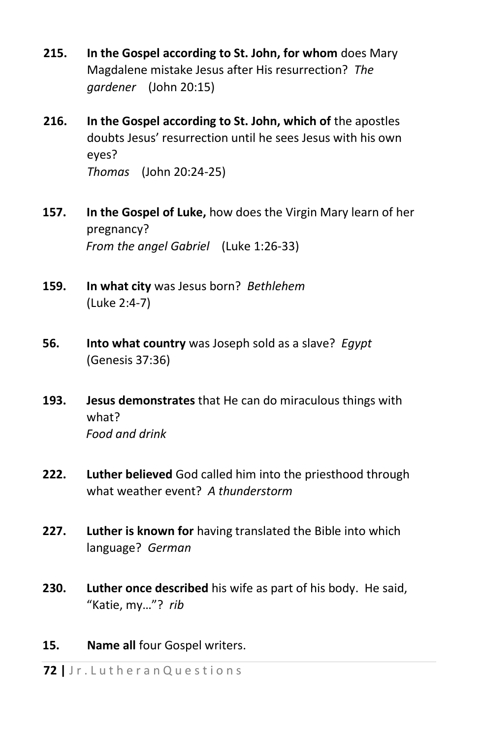**215.** **In the Gospel according to St. John, for whom** does Mary Magdalene mistake Jesus after His resurrection? *The gardener* (John 20:15)

**216.** **In the Gospel according to St. John, which of** the apostles doubts Jesus' resurrection until he sees Jesus with his own eyes?
*Thomas* (John 20:24-25)

**157.** **In the Gospel of Luke,** how does the Virgin Mary learn of her pregnancy?
*From the angel Gabriel* (Luke 1:26-33)

**159.** **In what city** was Jesus born? *Bethlehem*
(Luke 2:4-7)

**56.** **Into what country** was Joseph sold as a slave? *Egypt*
(Genesis 37:36)

**193.** **Jesus demonstrates** that He can do miraculous things with what?
*Food and drink*

**222.** **Luther believed** God called him into the priesthood through what weather event? *A thunderstorm*

**227.** **Luther is known for** having translated the Bible into which language? *German*

**230.** **Luther once described** his wife as part of his body. He said, "Katie, my…"? *rib*

**15.** **Name all** four Gospel writers.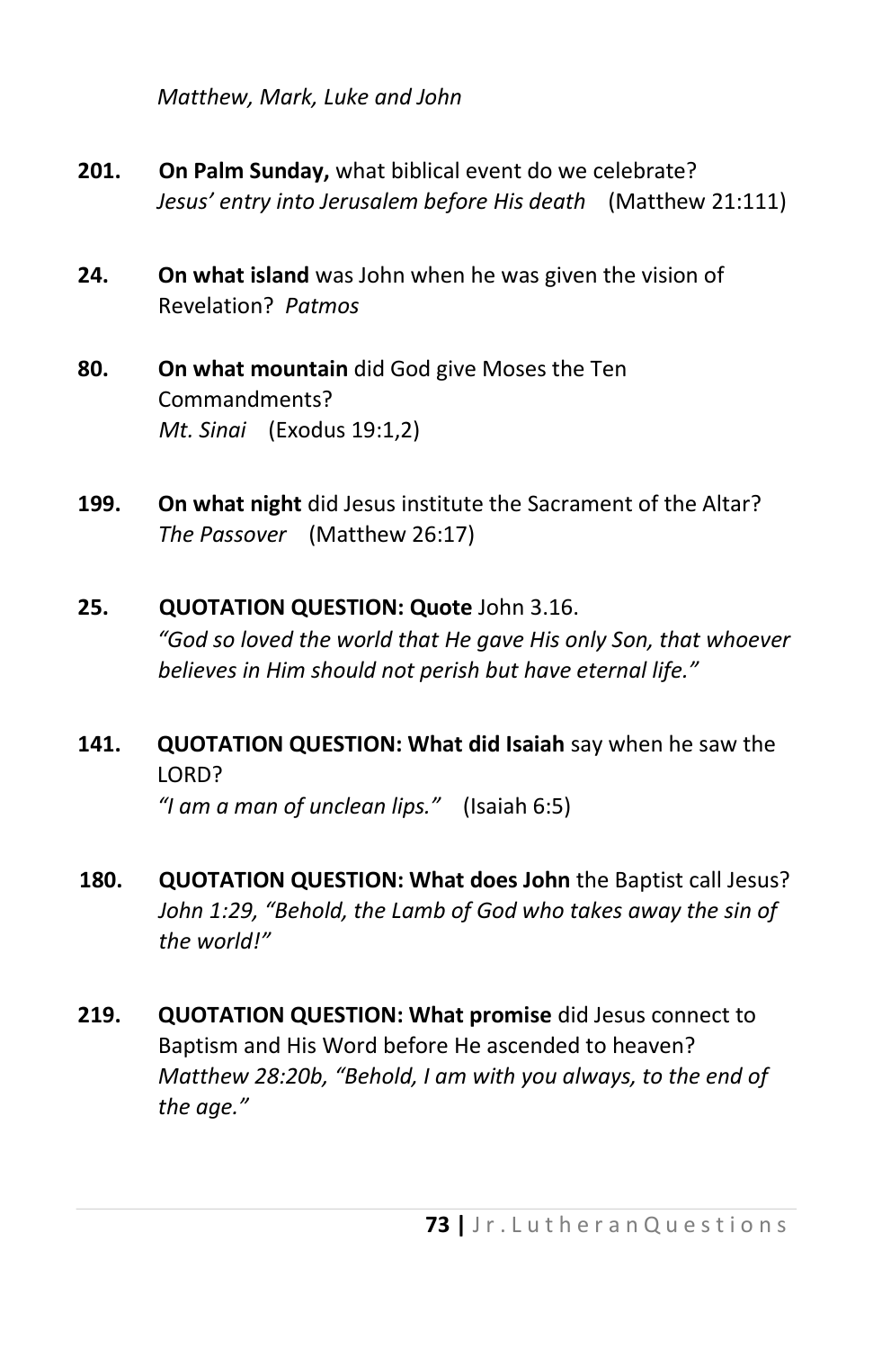*Matthew, Mark, Luke and John*

**201.** **On Palm Sunday,** what biblical event do we celebrate?
*Jesus' entry into Jerusalem before His death* (Matthew 21:111)

**24.** **On what island** was John when he was given the vision of Revelation? *Patmos*

**80.** **On what mountain** did God give Moses the Ten Commandments?
*Mt. Sinai* (Exodus 19:1,2)

**199.** **On what night** did Jesus institute the Sacrament of the Altar?
*The Passover* (Matthew 26:17)

**25.** **QUOTATION QUESTION: Quote** John 3.16.
*"God so loved the world that He gave His only Son, that whoever believes in Him should not perish but have eternal life."*

**141.** **QUOTATION QUESTION: What did Isaiah** say when he saw the LORD?
*"I am a man of unclean lips."* (Isaiah 6:5)

**180.** **QUOTATION QUESTION: What does John** the Baptist call Jesus?
*John 1:29, "Behold, the Lamb of God who takes away the sin of the world!"*

**219.** **QUOTATION QUESTION: What promise** did Jesus connect to Baptism and His Word before He ascended to heaven?
*Matthew 28:20b, "Behold, I am with you always, to the end of the age."*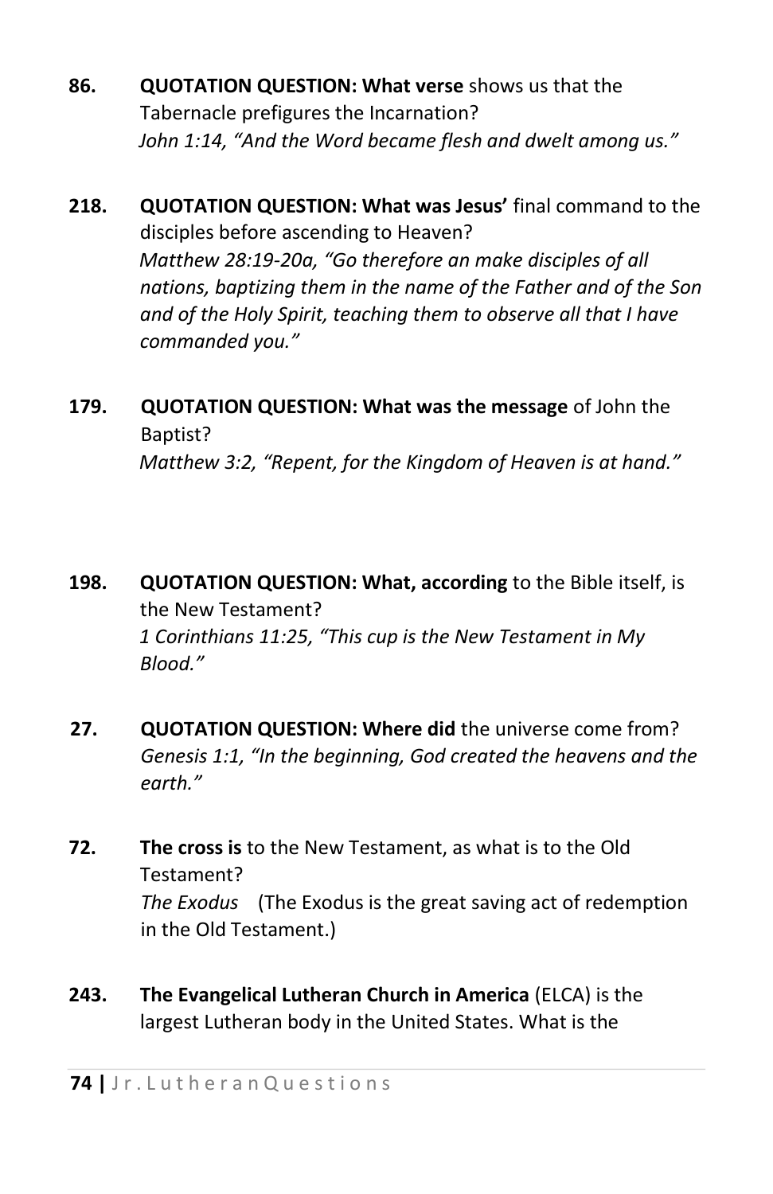**86.** **QUOTATION QUESTION: What verse** shows us that the Tabernacle prefigures the Incarnation?
*John 1:14, "And the Word became flesh and dwelt among us."*

**218.** **QUOTATION QUESTION: What was Jesus'** final command to the disciples before ascending to Heaven?
*Matthew 28:19-20a, "Go therefore an make disciples of all nations, baptizing them in the name of the Father and of the Son and of the Holy Spirit, teaching them to observe all that I have commanded you."*

**179.** **QUOTATION QUESTION: What was the message** of John the Baptist?
*Matthew 3:2, "Repent, for the Kingdom of Heaven is at hand."*

**198.** **QUOTATION QUESTION: What, according** to the Bible itself, is the New Testament?
*1 Corinthians 11:25, "This cup is the New Testament in My Blood."*

**27.** **QUOTATION QUESTION: Where did** the universe come from?
*Genesis 1:1, "In the beginning, God created the heavens and the earth."*

**72.** **The cross is** to the New Testament, as what is to the Old Testament?
*The Exodus* (The Exodus is the great saving act of redemption in the Old Testament.)

**243.** **The Evangelical Lutheran Church in America** (ELCA) is the largest Lutheran body in the United States. What is the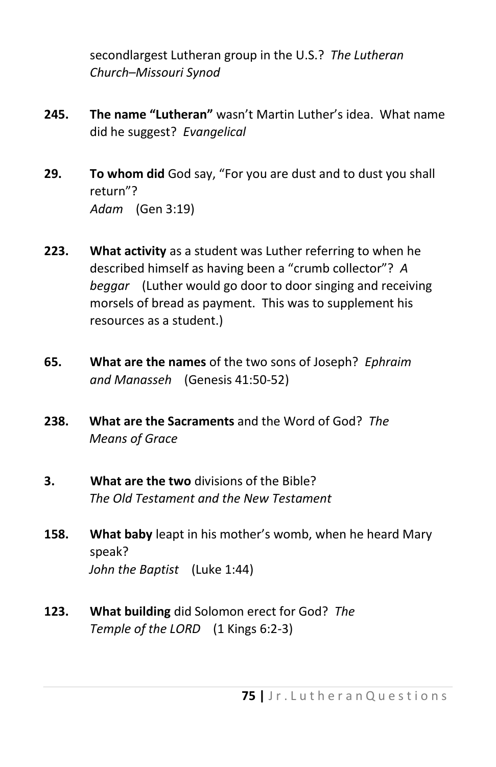secondlargest Lutheran group in the U.S.? *The Lutheran Church–Missouri Synod*

**245.** **The name "Lutheran"** wasn't Martin Luther's idea. What name did he suggest? *Evangelical*

**29.** **To whom did** God say, "For you are dust and to dust you shall return"?
*Adam* (Gen 3:19)

**223.** **What activity** as a student was Luther referring to when he described himself as having been a "crumb collector"? *A beggar* (Luther would go door to door singing and receiving morsels of bread as payment. This was to supplement his resources as a student.)

**65.** **What are the names** of the two sons of Joseph? *Ephraim and Manasseh* (Genesis 41:50-52)

**238.** **What are the Sacraments** and the Word of God? *The Means of Grace*

**3.** **What are the two** divisions of the Bible?
*The Old Testament and the New Testament*

**158.** **What baby** leapt in his mother's womb, when he heard Mary speak?
*John the Baptist* (Luke 1:44)

**123.** **What building** did Solomon erect for God? *The Temple of the LORD* (1 Kings 6:2-3)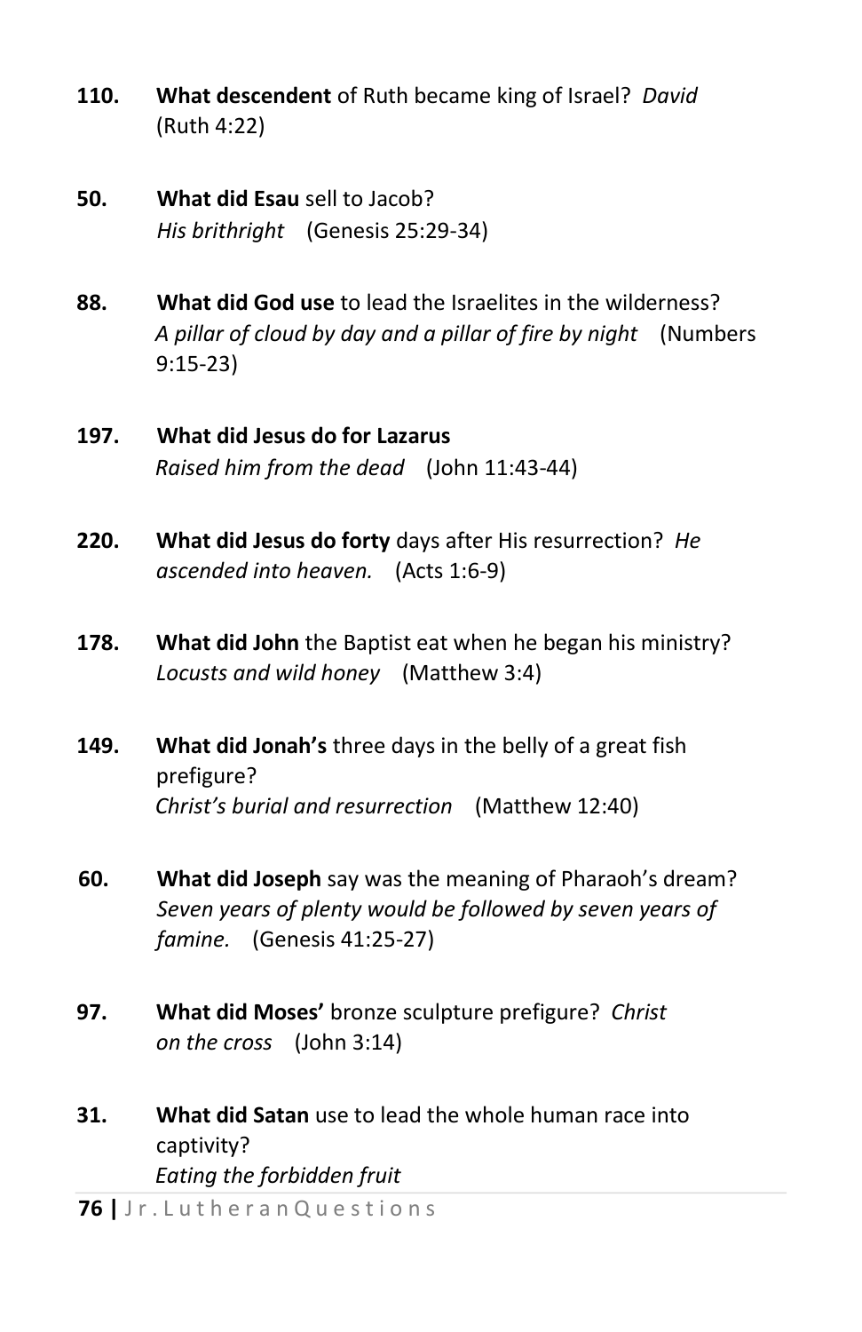**110.** **What descendent** of Ruth became king of Israel? *David* (Ruth 4:22)

**50.** **What did Esau** sell to Jacob?
*His brithright* (Genesis 25:29-34)

**88.** **What did God use** to lead the Israelites in the wilderness?
*A pillar of cloud by day and a pillar of fire by night* (Numbers 9:15-23)

**197.** **What did Jesus do for Lazarus**
*Raised him from the dead* (John 11:43-44)

**220.** **What did Jesus do forty** days after His resurrection? *He ascended into heaven.* (Acts 1:6-9)

**178.** **What did John** the Baptist eat when he began his ministry?
*Locusts and wild honey* (Matthew 3:4)

**149.** **What did Jonah's** three days in the belly of a great fish prefigure?
*Christ's burial and resurrection* (Matthew 12:40)

**60.** **What did Joseph** say was the meaning of Pharaoh's dream?
*Seven years of plenty would be followed by seven years of famine.* (Genesis 41:25-27)

**97.** **What did Moses'** bronze sculpture prefigure? *Christ on the cross* (John 3:14)

**31.** **What did Satan** use to lead the whole human race into captivity?
*Eating the forbidden fruit*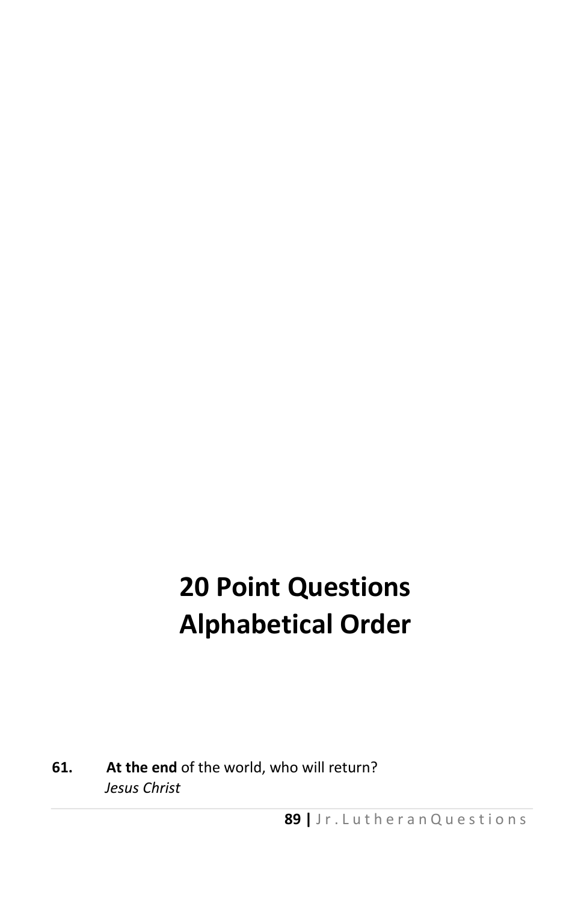# 20 Point Questions
# Alphabetical Order

61. **At the end** of the world, who will return?
    *Jesus Christ*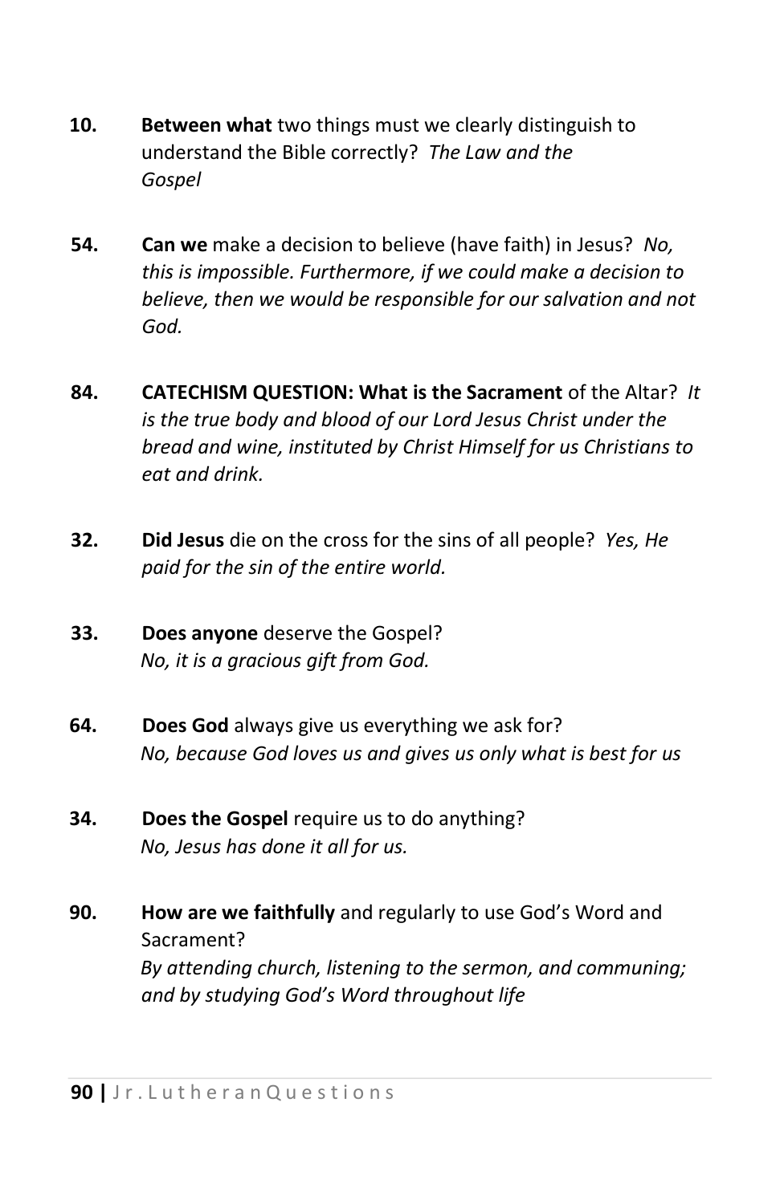**10.** **Between what** two things must we clearly distinguish to understand the Bible correctly? *The Law and the Gospel*

**54.** **Can we** make a decision to believe (have faith) in Jesus? *No, this is impossible. Furthermore, if we could make a decision to believe, then we would be responsible for our salvation and not God.*

**84.** **CATECHISM QUESTION: What is the Sacrament** of the Altar? *It is the true body and blood of our Lord Jesus Christ under the bread and wine, instituted by Christ Himself for us Christians to eat and drink.*

**32.** **Did Jesus** die on the cross for the sins of all people? *Yes, He paid for the sin of the entire world.*

**33.** **Does anyone** deserve the Gospel? *No, it is a gracious gift from God.*

**64.** **Does God** always give us everything we ask for? *No, because God loves us and gives us only what is best for us*

**34.** **Does the Gospel** require us to do anything? *No, Jesus has done it all for us.*

**90.** **How are we faithfully** and regularly to use God's Word and Sacrament? *By attending church, listening to the sermon, and communing; and by studying God's Word throughout life*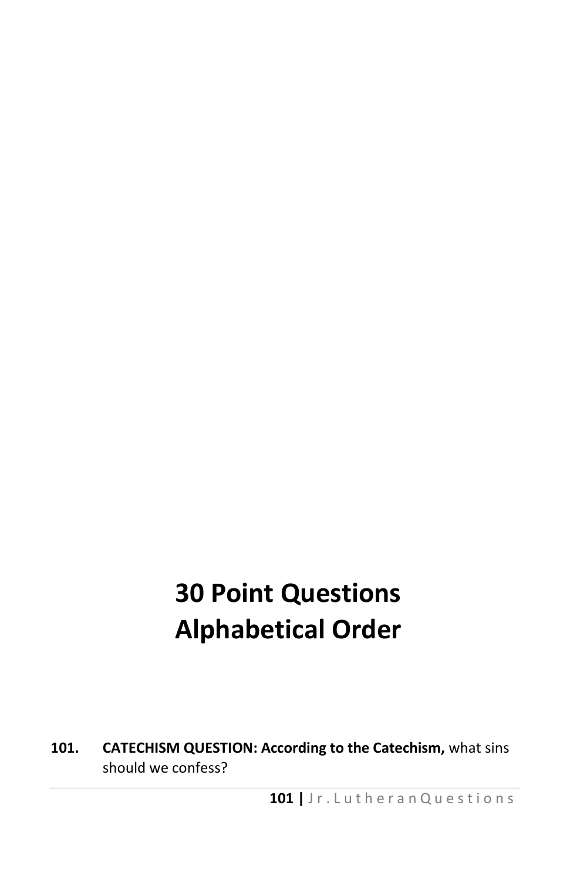# 30 Point Questions Alphabetical Order

**101.** **CATECHISM QUESTION: According to the Catechism,** what sins should we confess?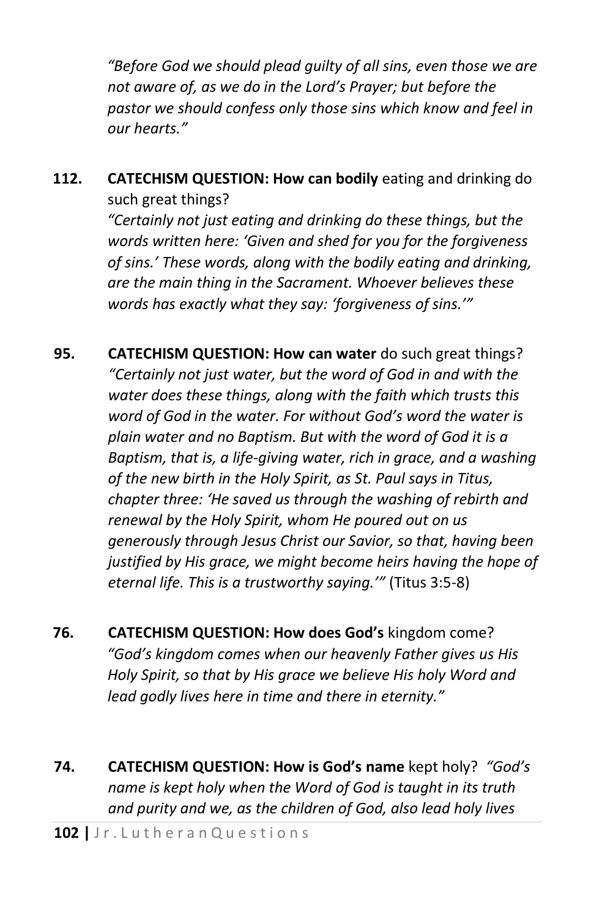*“Before God we should plead guilty of all sins, even those we are not aware of, as we do in the Lord’s Prayer; but before the pastor we should confess only those sins which know and feel in our hearts.”*

**112. CATECHISM QUESTION: How can bodily** eating and drinking do such great things?
*“Certainly not just eating and drinking do these things, but the words written here: ‘Given and shed for you for the forgiveness of sins.’ These words, along with the bodily eating and drinking, are the main thing in the Sacrament. Whoever believes these words has exactly what they say: ‘forgiveness of sins.’”*

**95. CATECHISM QUESTION: How can water** do such great things?
*“Certainly not just water, but the word of God in and with the water does these things, along with the faith which trusts this word of God in the water. For without God’s word the water is plain water and no Baptism. But with the word of God it is a Baptism, that is, a life-giving water, rich in grace, and a washing of the new birth in the Holy Spirit, as St. Paul says in Titus, chapter three: ‘He saved us through the washing of rebirth and renewal by the Holy Spirit, whom He poured out on us generously through Jesus Christ our Savior, so that, having been justified by His grace, we might become heirs having the hope of eternal life. This is a trustworthy saying.’”* (Titus 3:5-8)

**76. CATECHISM QUESTION: How does God’s** kingdom come?
*“God’s kingdom comes when our heavenly Father gives us His Holy Spirit, so that by His grace we believe His holy Word and lead godly lives here in time and there in eternity.”*

**74. CATECHISM QUESTION: How is God’s name** kept holy? *“God’s name is kept holy when the Word of God is taught in its truth and purity and we, as the children of God, also lead holy lives*